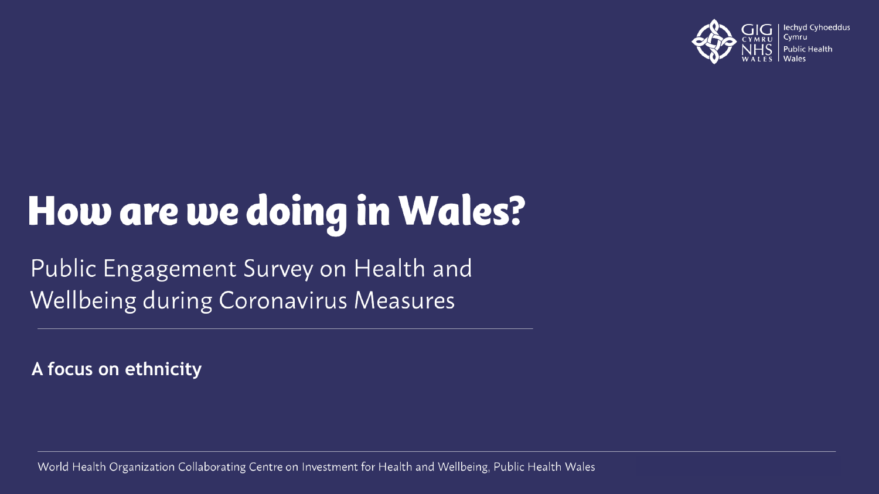Iechyd Cyhoeddus Cymru
Public Health Wales

# How are we doing in Wales?

## Public Engagement Survey on Health and Wellbeing during Coronavirus Measures

**A focus on ethnicity**

World Health Organization Collaborating Centre on Investment for Health and Wellbeing, Public Health Wales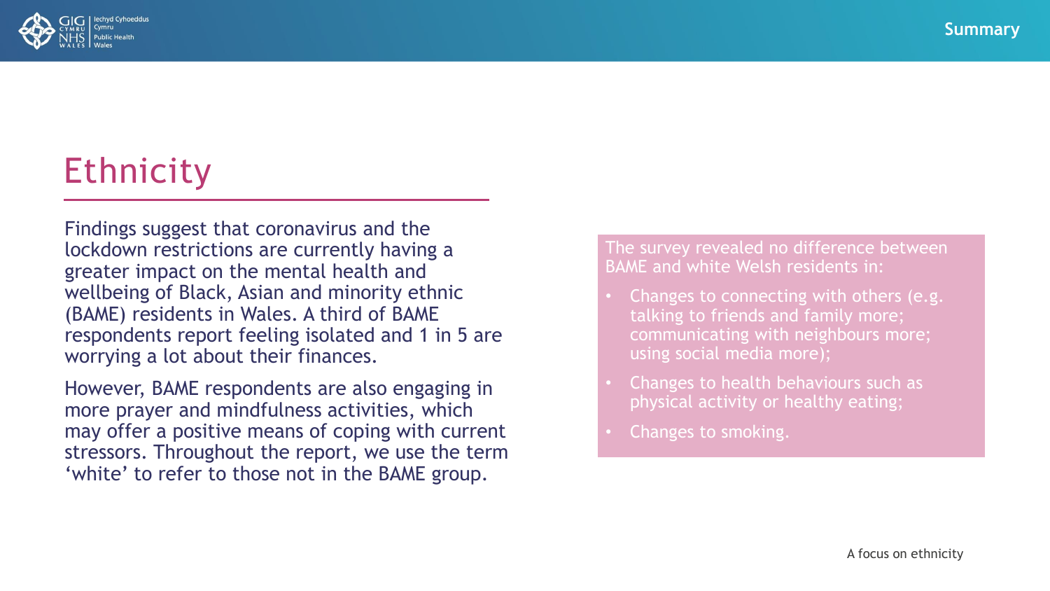# Ethnicity

Findings suggest that coronavirus and the lockdown restrictions are currently having a greater impact on the mental health and wellbeing of Black, Asian and minority ethnic (BAME) residents in Wales. A third of BAME respondents report feeling isolated and 1 in 5 are worrying a lot about their finances.

However, BAME respondents are also engaging in more prayer and mindfulness activities, which may offer a positive means of coping with current stressors. Throughout the report, we use the term 'white' to refer to those not in the BAME group.

The survey revealed no difference between BAME and white Welsh residents in:

- Changes to connecting with others (e.g. talking to friends and family more; communicating with neighbours more; using social media more);
- Changes to health behaviours such as physical activity or healthy eating;
- Changes to smoking.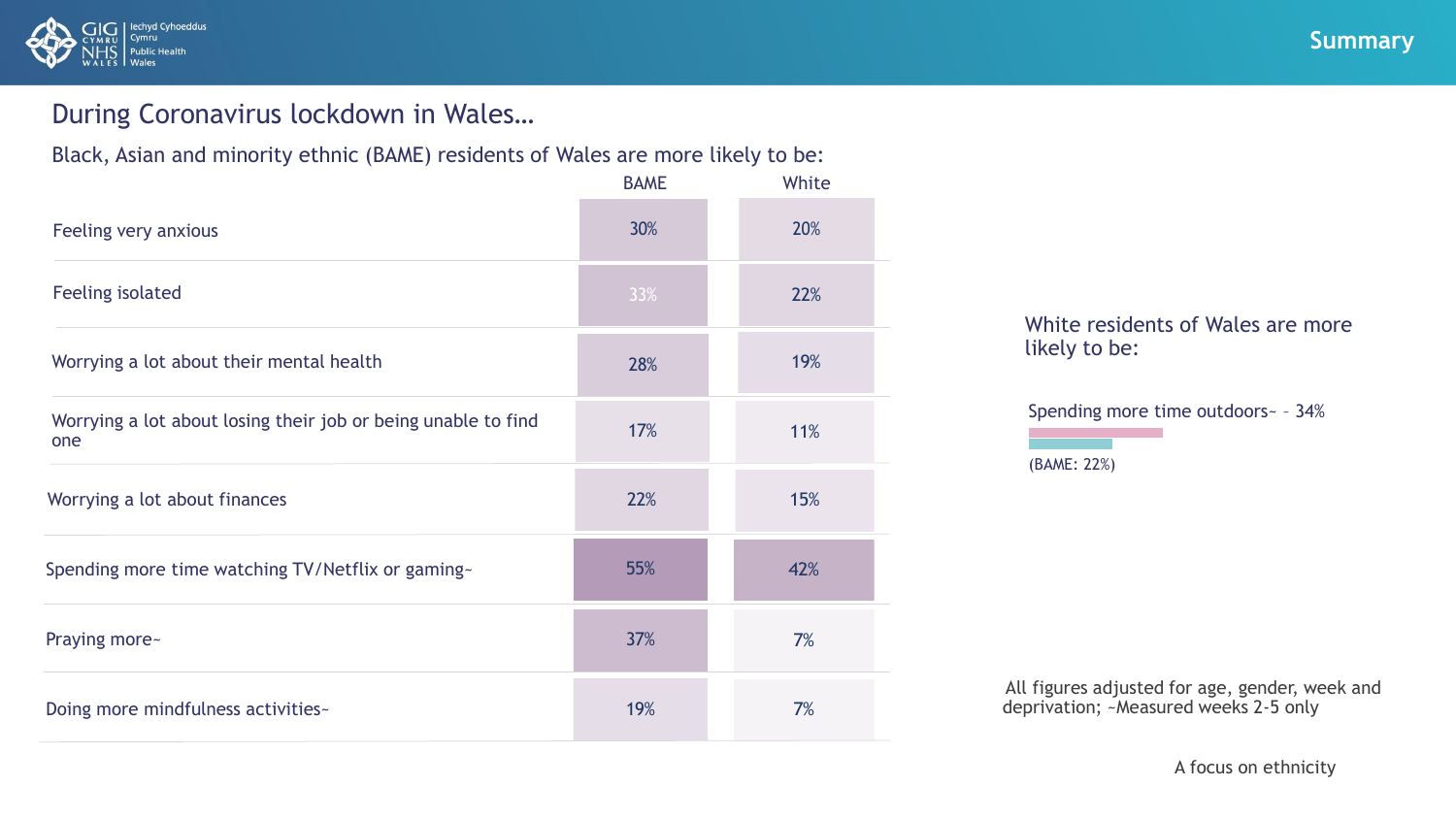## During Coronavirus lockdown in Wales…

Black, Asian and minority ethnic (BAME) residents of Wales are more likely to be:

| | BAME | White |
|---|---|---|
| Feeling very anxious | 30% | 20% |
| Feeling isolated | 33% | 22% |
| Worrying a lot about their mental health | 28% | 19% |
| Worrying a lot about losing their job or being unable to find one | 17% | 11% |
| Worrying a lot about finances | 22% | 15% |
| Spending more time watching TV/Netflix or gaming~ | 55% | 42% |
| Praying more~ | 37% | 7% |
| Doing more mindfulness activities~ | 19% | 7% |

White residents of Wales are more likely to be:

Spending more time outdoors~ – 34%

(BAME: 22%)

All figures adjusted for age, gender, week and deprivation; ~Measured weeks 2-5 only

A focus on ethnicity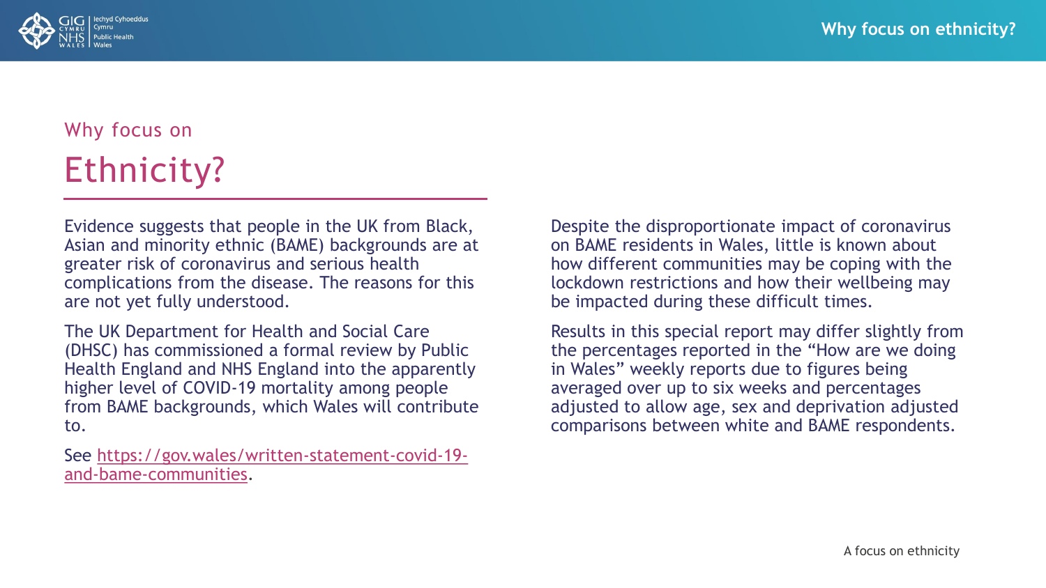Why focus on

# Ethnicity?

Evidence suggests that people in the UK from Black, Asian and minority ethnic (BAME) backgrounds are at greater risk of coronavirus and serious health complications from the disease. The reasons for this are not yet fully understood.

The UK Department for Health and Social Care (DHSC) has commissioned a formal review by Public Health England and NHS England into the apparently higher level of COVID-19 mortality among people from BAME backgrounds, which Wales will contribute to.

See [https://gov.wales/written-statement-covid-19-and-bame-communities](https://gov.wales/written-statement-covid-19-and-bame-communities).

Despite the disproportionate impact of coronavirus on BAME residents in Wales, little is known about how different communities may be coping with the lockdown restrictions and how their wellbeing may be impacted during these difficult times.

Results in this special report may differ slightly from the percentages reported in the "How are we doing in Wales" weekly reports due to figures being averaged over up to six weeks and percentages adjusted to allow age, sex and deprivation adjusted comparisons between white and BAME respondents.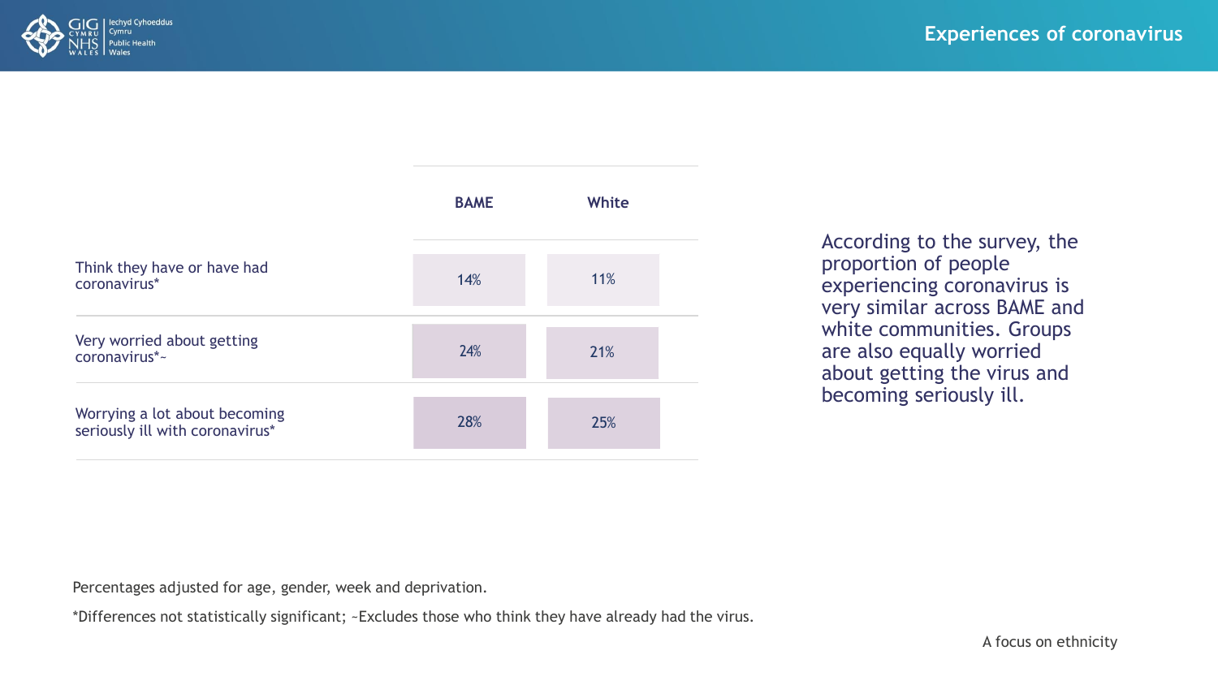## Experiences of coronavirus

| | BAME | White |
|---|---|---|
| Think they have or have had coronavirus* | 14% | 11% |
| Very worried about getting coronavirus*~ | 24% | 21% |
| Worrying a lot about becoming seriously ill with coronavirus* | 28% | 25% |

According to the survey, the proportion of people experiencing coronavirus is very similar across BAME and white communities. Groups are also equally worried about getting the virus and becoming seriously ill.

Percentages adjusted for age, gender, week and deprivation.

*Differences not statistically significant; ~Excludes those who think they have already had the virus.

A focus on ethnicity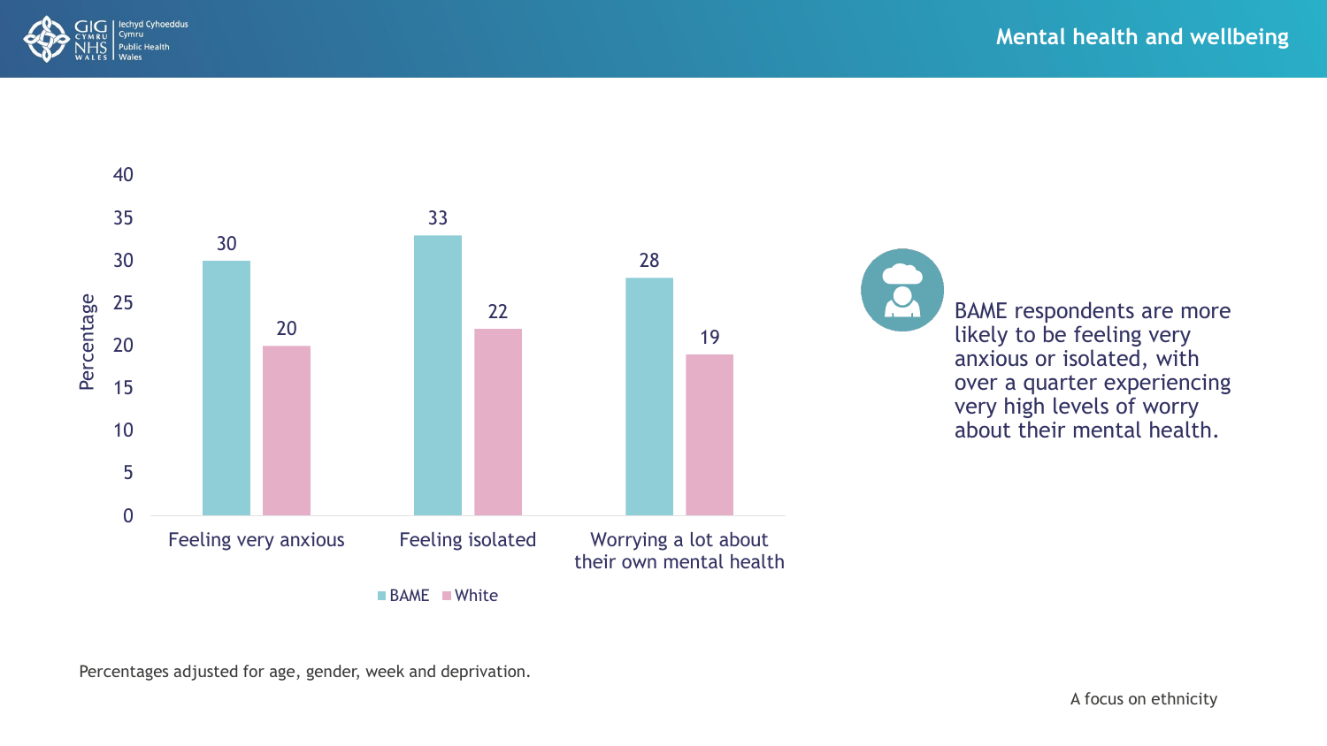## Mental health and wellbeing

| | BAME | White |
|---|---|---|
| Feeling very anxious | 30 | 20 |
| Feeling isolated | 33 | 22 |
| Worrying a lot about their own mental health | 28 | 19 |

Percentage

BAME respondents are more likely to be feeling very anxious or isolated, with over a quarter experiencing very high levels of worry about their mental health.

Percentages adjusted for age, gender, week and deprivation.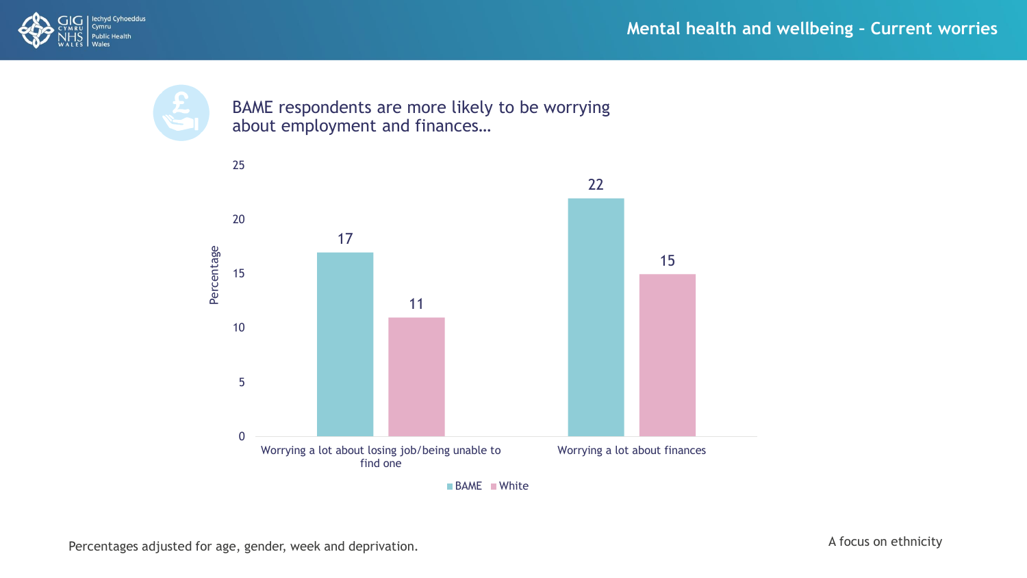## Mental health and wellbeing - Current worries

### BAME respondents are more likely to be worrying about employment and finances…

| | BAME | White |
|---|---|---|
| Worrying a lot about losing job/being unable to find one | 17 | 11 |
| Worrying a lot about finances | 22 | 15 |

Percentages adjusted for age, gender, week and deprivation.

A focus on ethnicity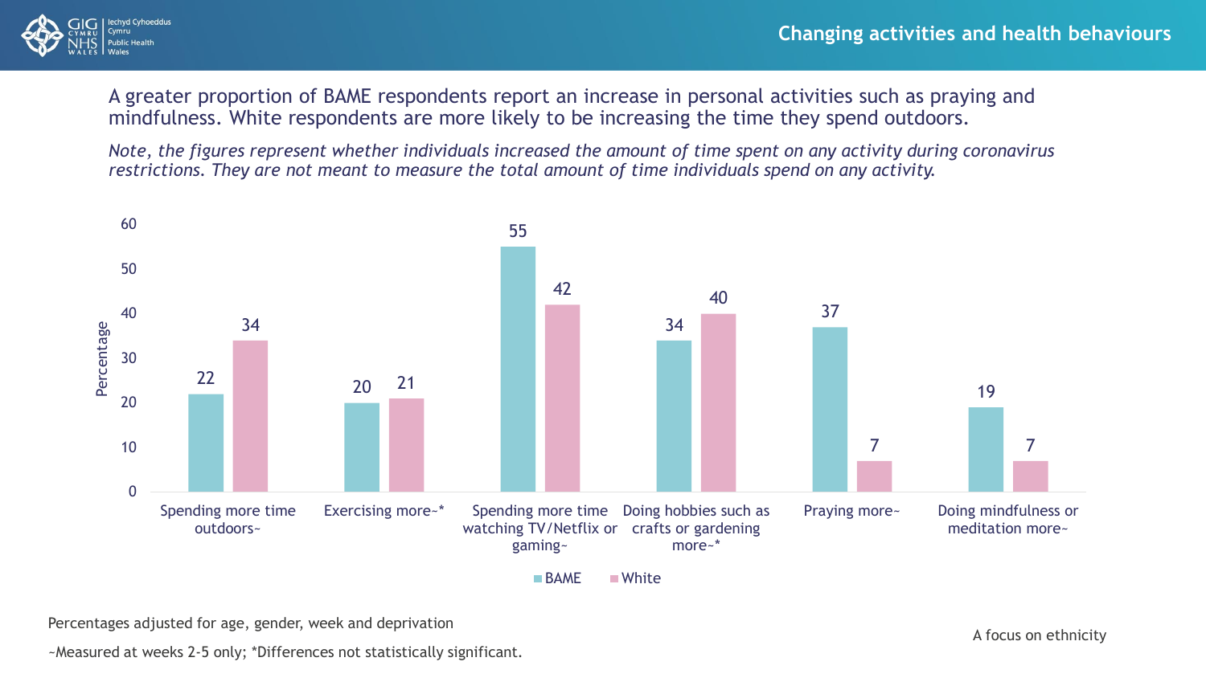# Changing activities and health behaviours

A greater proportion of BAME respondents report an increase in personal activities such as praying and mindfulness. White respondents are more likely to be increasing the time they spend outdoors.

*Note, the figures represent whether individuals increased the amount of time spent on any activity during coronavirus restrictions. They are not meant to measure the total amount of time individuals spend on any activity.*

| Activity | BAME (%) | White (%) |
| --- | --- | --- |
| Spending more time outdoors~ | 22 | 34 |
| Exercising more~* | 20 | 21 |
| Spending more time watching TV/Netflix or gaming~ | 55 | 42 |
| Doing hobbies such as crafts or gardening more~* | 34 | 40 |
| Praying more~ | 37 | 7 |
| Doing mindfulness or meditation more~ | 19 | 7 |

Percentages adjusted for age, gender, week and deprivation

~Measured at weeks 2-5 only; *Differences not statistically significant.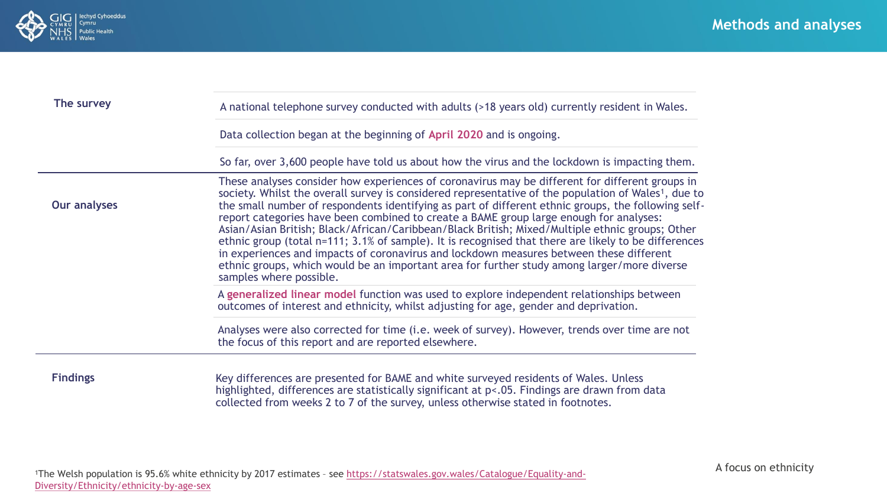# Methods and analyses

| | |
|---|---|
| **The survey** | A national telephone survey conducted with adults (>18 years old) currently resident in Wales. |
| | Data collection began at the beginning of **April 2020** and is ongoing. |
| | So far, over 3,600 people have told us about how the virus and the lockdown is impacting them. |
| **Our analyses** | These analyses consider how experiences of coronavirus may be different for different groups in society. Whilst the overall survey is considered representative of the population of Wales[1], due to the small number of respondents identifying as part of different ethnic groups, the following self-report categories have been combined to create a BAME group large enough for analyses: Asian/Asian British; Black/African/Caribbean/Black British; Mixed/Multiple ethnic groups; Other ethnic group (total n=111; 3.1% of sample). It is recognised that there are likely to be differences in experiences and impacts of coronavirus and lockdown measures between these different ethnic groups, which would be an important area for further study among larger/more diverse samples where possible. |
| | A **generalized linear model** function was used to explore independent relationships between outcomes of interest and ethnicity, whilst adjusting for age, gender and deprivation. |
| | Analyses were also corrected for time (i.e. week of survey). However, trends over time are not the focus of this report and are reported elsewhere. |
| **Findings** | Key differences are presented for BAME and white surveyed residents of Wales. Unless highlighted, differences are statistically significant at $p<.05$. Findings are drawn from data collected from weeks 2 to 7 of the survey, unless otherwise stated in footnotes. |

[1]The Welsh population is 95.6% white ethnicity by 2017 estimates – see https://statswales.gov.wales/Catalogue/Equality-and-Diversity/Ethnicity/ethnicity-by-age-sex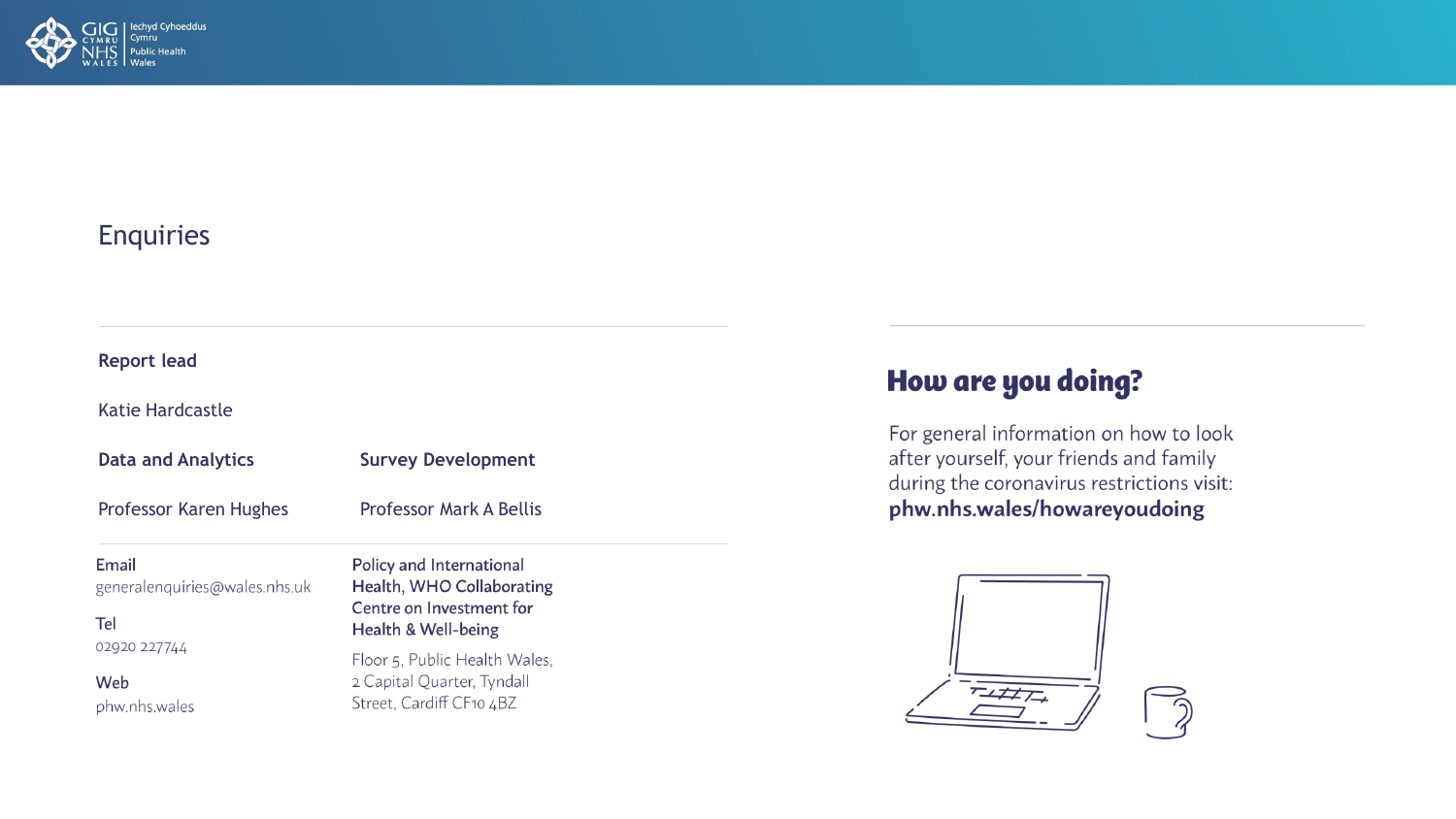## Enquiries

**Report lead**

Katie Hardcastle

**Data and Analytics**

Professor Karen Hughes

**Survey Development**

Professor Mark A Bellis

Email
generalenquiries@wales.nhs.uk

Tel
02920 227744

Web
phw.nhs.wales

Policy and International Health, WHO Collaborating Centre on Investment for Health & Well-being

Floor 5, Public Health Wales, 2 Capital Quarter, Tyndall Street, Cardiff CF10 4BZ

## How are you doing?

For general information on how to look after yourself, your friends and family during the coronavirus restrictions visit: **phw.nhs.wales/howareyoudoing**